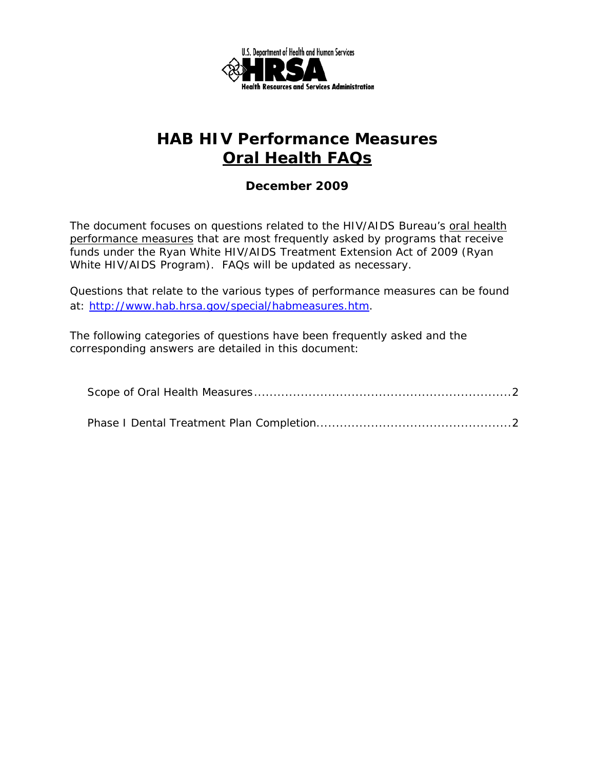U.S. Department of Health and Human Services

**HRSA**

Health Resources and Services Administration

# HAB HIV Performance Measures
# Oral Health FAQs

**December 2009**

The document focuses on questions related to the HIV/AIDS Bureau's oral health performance measures that are most frequently asked by programs that receive funds under the Ryan White HIV/AIDS Treatment Extension Act of 2009 (Ryan White HIV/AIDS Program). FAQs will be updated as necessary.

Questions that relate to the various types of performance measures can be found at: http://www.hab.hrsa.gov/special/habmeasures.htm.

The following categories of questions have been frequently asked and the corresponding answers are detailed in this document:

Scope of Oral Health Measures.................................................................2

Phase I Dental Treatment Plan Completion.................................................2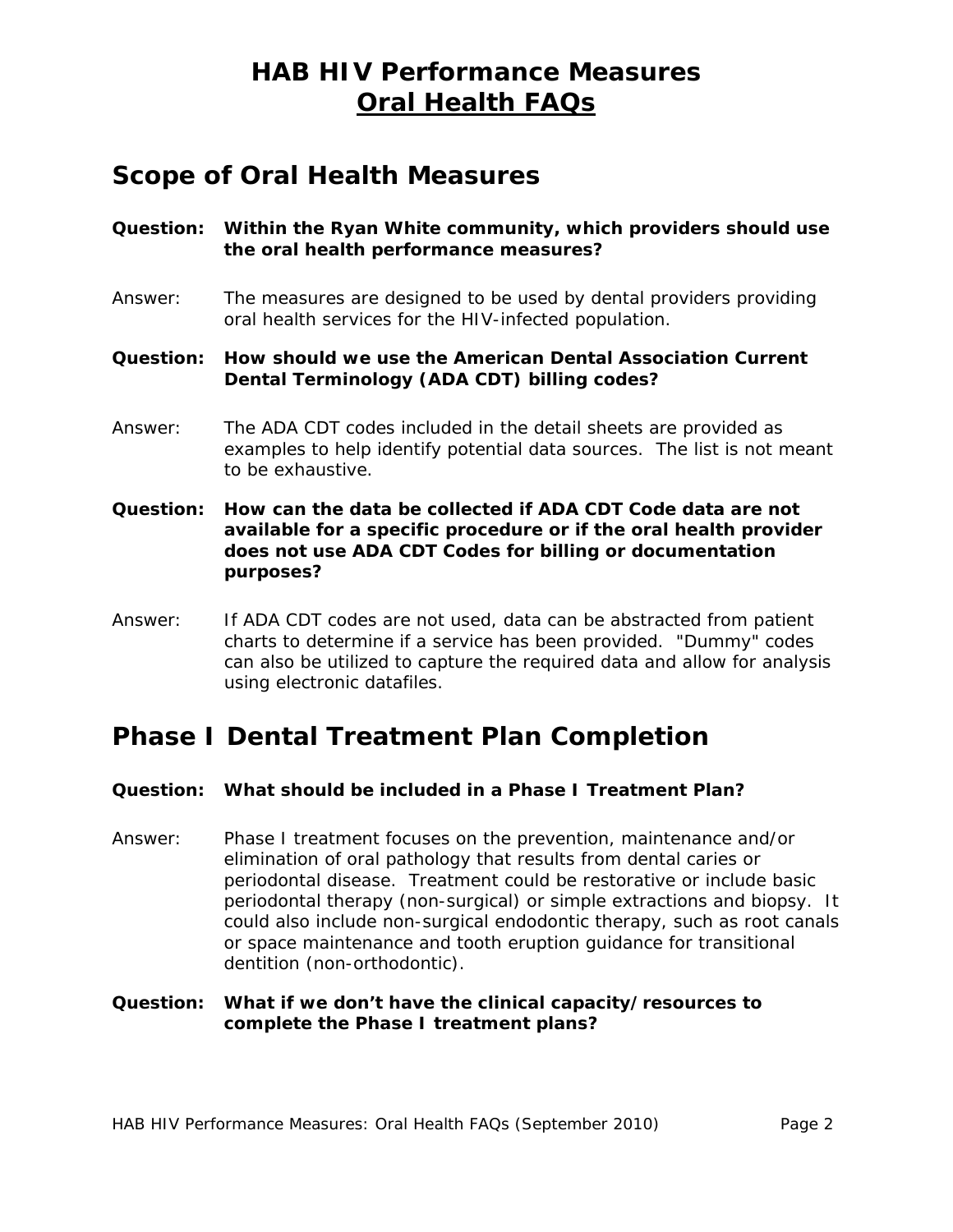# HAB HIV Performance Measures
# Oral Health FAQs

## Scope of Oral Health Measures

**Question: Within the Ryan White community, which providers should use the oral health performance measures?**

Answer: The measures are designed to be used by dental providers providing oral health services for the HIV-infected population.

**Question: How should we use the American Dental Association Current Dental Terminology (ADA CDT) billing codes?**

Answer: The ADA CDT codes included in the detail sheets are provided as examples to help identify potential data sources. The list is not meant to be exhaustive.

**Question: How can the data be collected if ADA CDT Code data are not available for a specific procedure or if the oral health provider does not use ADA CDT Codes for billing or documentation purposes?**

Answer: If ADA CDT codes are not used, data can be abstracted from patient charts to determine if a service has been provided. "Dummy" codes can also be utilized to capture the required data and allow for analysis using electronic datafiles.

## Phase I Dental Treatment Plan Completion

**Question: What should be included in a Phase I Treatment Plan?**

Answer: Phase I treatment focuses on the prevention, maintenance and/or elimination of oral pathology that results from dental caries or periodontal disease. Treatment could be restorative or include basic periodontal therapy (non-surgical) or simple extractions and biopsy. It could also include non-surgical endodontic therapy, such as root canals or space maintenance and tooth eruption guidance for transitional dentition (non-orthodontic).

**Question: What if we don't have the clinical capacity/resources to complete the Phase I treatment plans?**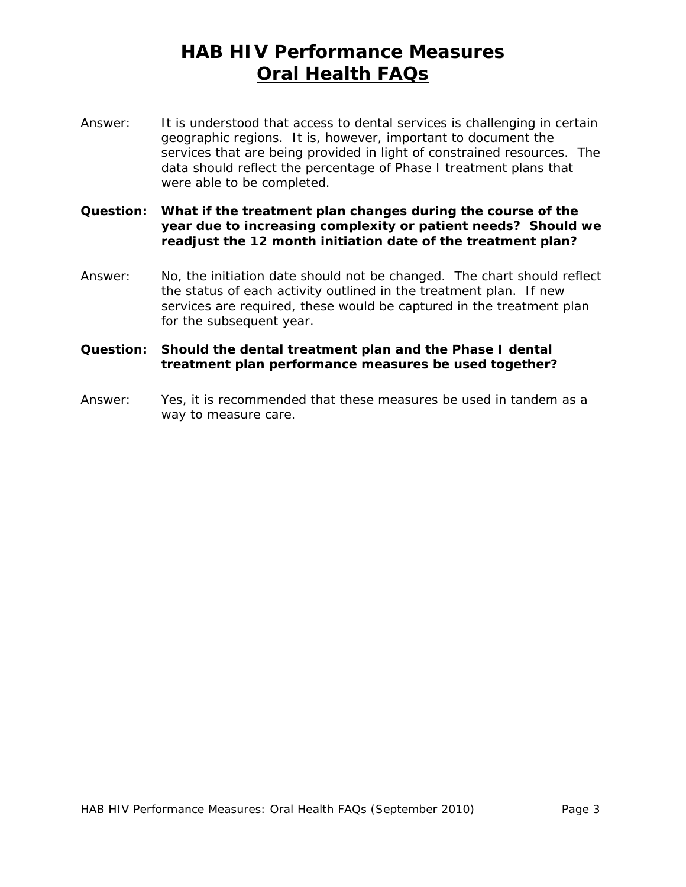# HAB HIV Performance Measures
## Oral Health FAQs

Answer: It is understood that access to dental services is challenging in certain geographic regions. It is, however, important to document the services that are being provided in light of constrained resources. The data should reflect the percentage of Phase I treatment plans that were able to be completed.

**Question: What if the treatment plan changes during the course of the year due to increasing complexity or patient needs? Should we readjust the 12 month initiation date of the treatment plan?**

Answer: No, the initiation date should not be changed. The chart should reflect the status of each activity outlined in the treatment plan. If new services are required, these would be captured in the treatment plan for the subsequent year.

**Question: Should the dental treatment plan and the Phase I dental treatment plan performance measures be used together?**

Answer: Yes, it is recommended that these measures be used in tandem as a way to measure care.